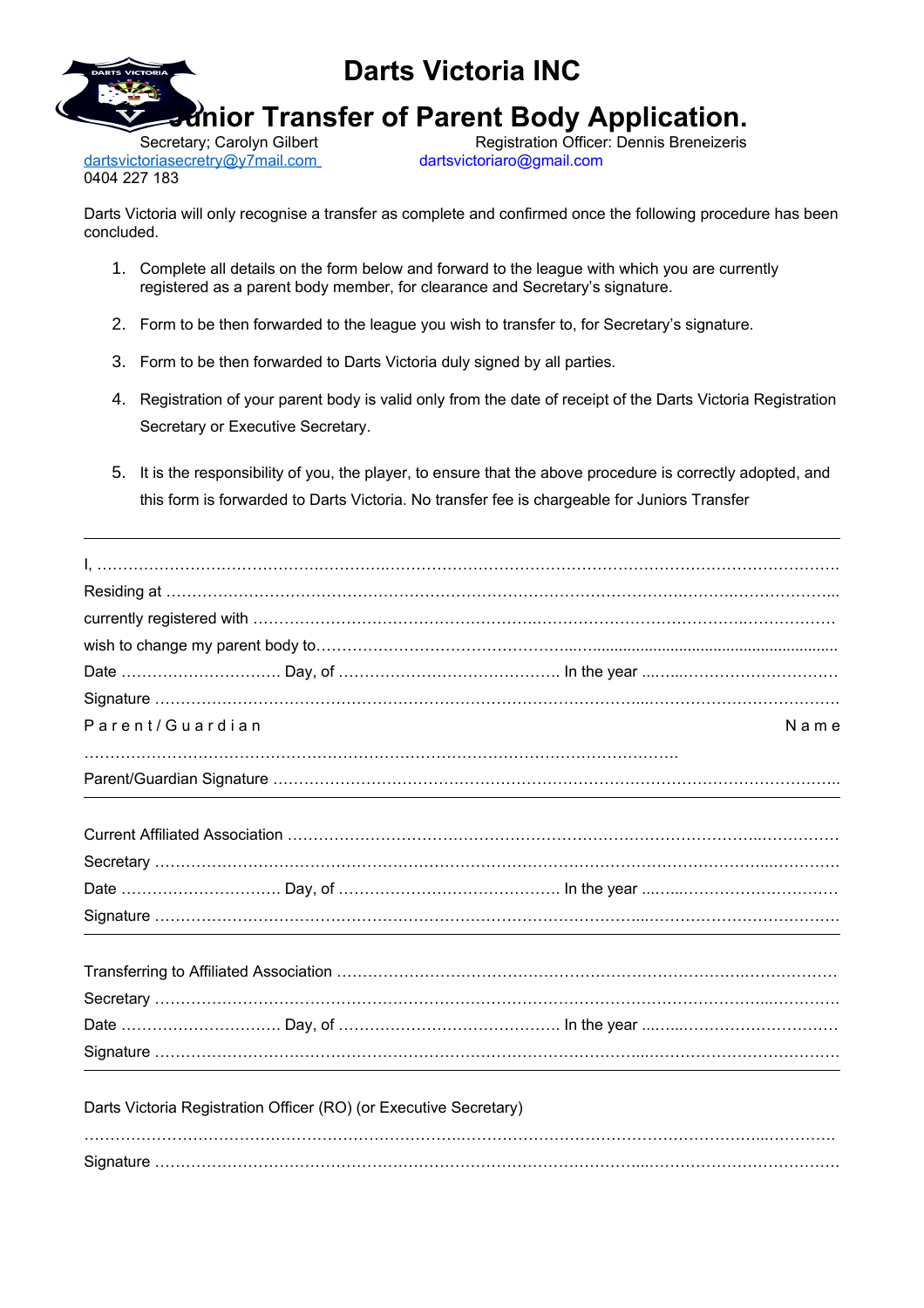# Darts Victoria INC

## Junior Transfer of Parent Body Application.

Secretary; Carolyn Gilbert
dartsvictoriasecretry@y7mail.com
0404 227 183

Registration Officer: Dennis Breneizeris
dartsvictoriaro@gmail.com

Darts Victoria will only recognise a transfer as complete and confirmed once the following procedure has been concluded.

1. Complete all details on the form below and forward to the league with which you are currently registered as a parent body member, for clearance and Secretary's signature.
2. Form to be then forwarded to the league you wish to transfer to, for Secretary's signature.
3. Form to be then forwarded to Darts Victoria duly signed by all parties.
4. Registration of your parent body is valid only from the date of receipt of the Darts Victoria Registration Secretary or Executive Secretary.
5. It is the responsibility of you, the player, to ensure that the above procedure is correctly adopted, and this form is forwarded to Darts Victoria. No transfer fee is chargeable for Juniors Transfer

---

I, ……………………………………………………………………………………………………………………

Residing at ……………………………………………………………………………………………………………

currently registered with ……………………………………………………………………………………………

wish to change my parent body to………………………………………………………………………………

Date ………………………… Day, of …………………………………… In the year ……………………………

Signature ………………………………………………………………………………………………………………

Parent/Guardian Name ……………………………………………………………………………………………

Parent/Guardian Signature …………………………………………………………………………………………

---

Current Affiliated Association ………………………………………………………………………………………

Secretary ………………………………………………………………………………………………………………

Date ………………………… Day, of …………………………………… In the year ……………………………

Signature ………………………………………………………………………………………………………………

---

Transferring to Affiliated Association ……………………………………………………………………………

Secretary ………………………………………………………………………………………………………………

Date ………………………… Day, of …………………………………… In the year ……………………………

Signature ………………………………………………………………………………………………………………

---

Darts Victoria Registration Officer (RO) (or Executive Secretary)

…………………………………………………………………………………………………………………………

Signature ………………………………………………………………………………………………………………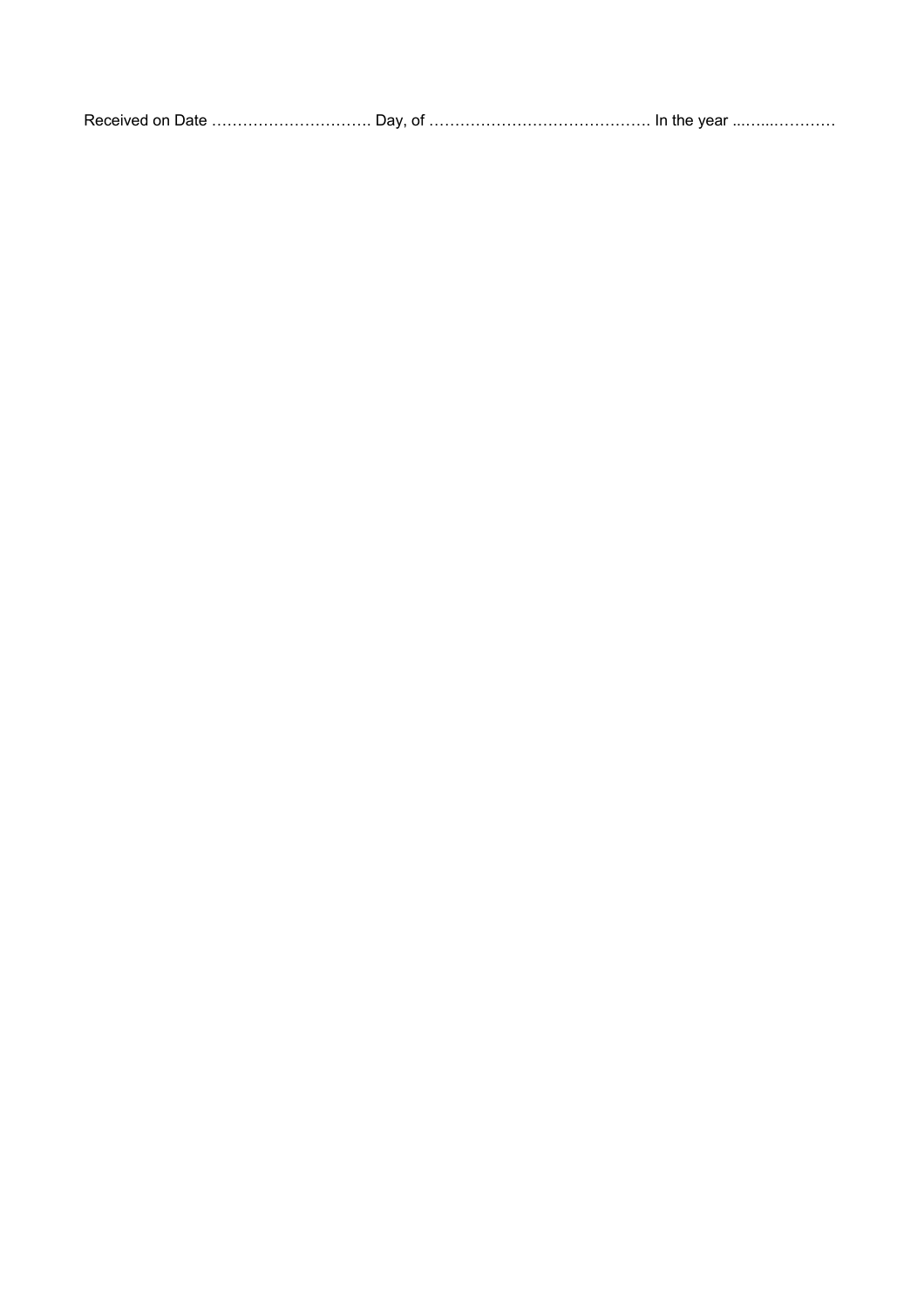Received on Date …………………………. Day, of ……………………………………. In the year ...…....…………